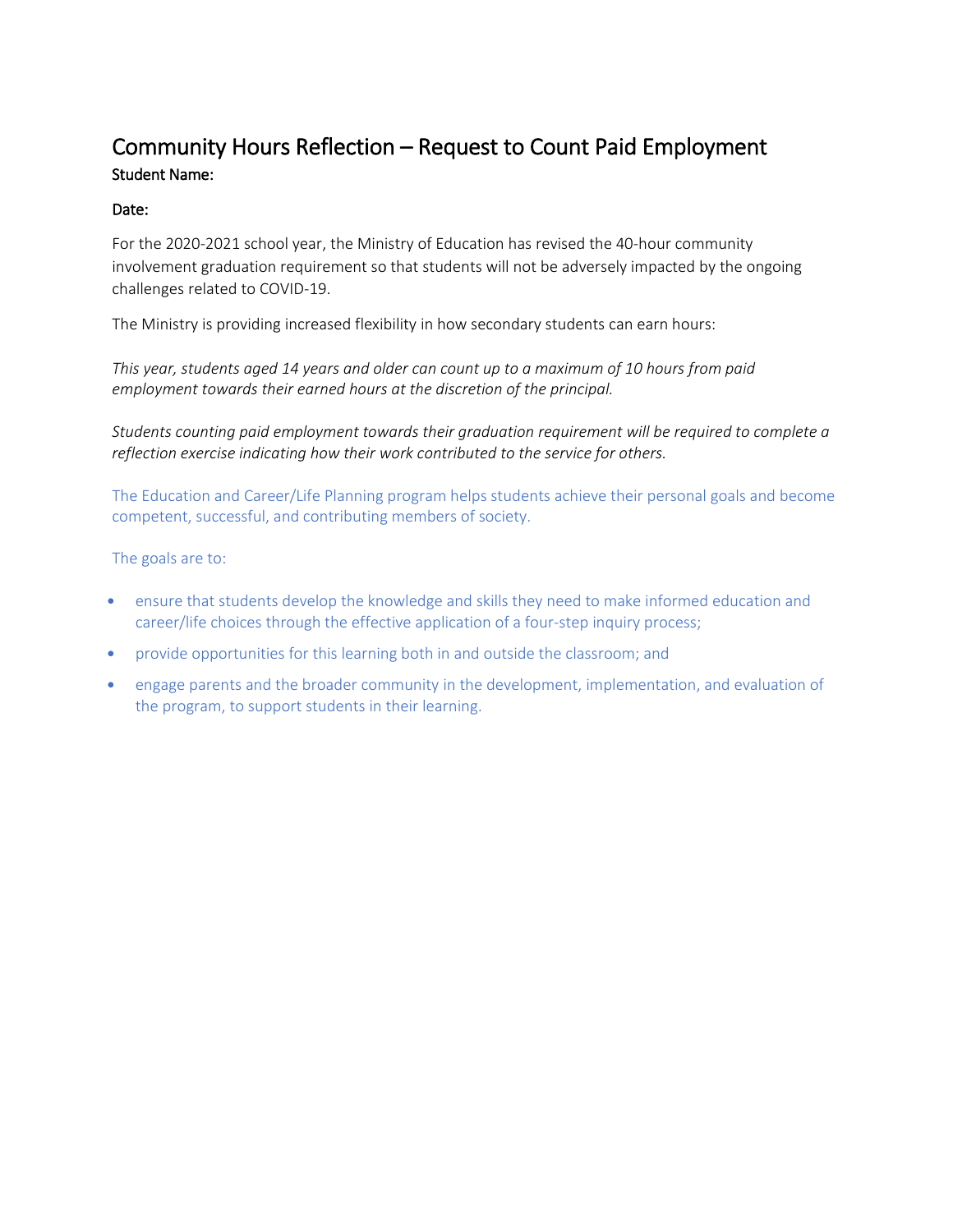# Community Hours Reflection – Request to Count Paid Employment

**Student Name:**

**Date:**

For the 2020-2021 school year, the Ministry of Education has revised the 40-hour community involvement graduation requirement so that students will not be adversely impacted by the ongoing challenges related to COVID-19.

The Ministry is providing increased flexibility in how secondary students can earn hours:

*This year, students aged 14 years and older can count up to a maximum of 10 hours from paid employment towards their earned hours at the discretion of the principal.*

*Students counting paid employment towards their graduation requirement will be required to complete a reflection exercise indicating how their work contributed to the service for others.*

The Education and Career/Life Planning program helps students achieve their personal goals and become competent, successful, and contributing members of society.

The goals are to:

- ensure that students develop the knowledge and skills they need to make informed education and career/life choices through the effective application of a four-step inquiry process;
- provide opportunities for this learning both in and outside the classroom; and
- engage parents and the broader community in the development, implementation, and evaluation of the program, to support students in their learning.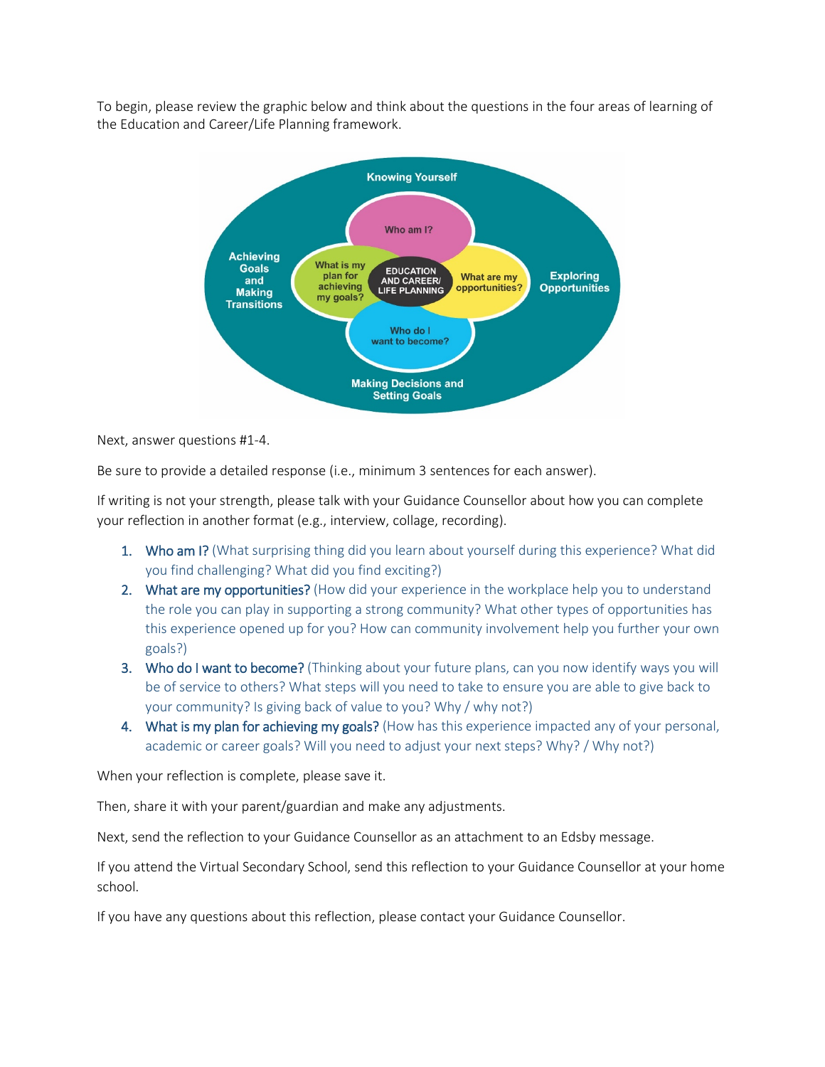To begin, please review the graphic below and think about the questions in the four areas of learning of the Education and Career/Life Planning framework.

Knowing Yourself

Who am I?

Exploring Opportunities

What are my opportunities?

Making Decisions and Setting Goals

Who do I want to become?

Achieving Goals and Making Transitions

What is my plan for achieving my goals?

EDUCATION AND CAREER/ LIFE PLANNING

Next, answer questions #1-4.

Be sure to provide a detailed response (i.e., minimum 3 sentences for each answer).

If writing is not your strength, please talk with your Guidance Counsellor about how you can complete your reflection in another format (e.g., interview, collage, recording).

1. Who am I? (What surprising thing did you learn about yourself during this experience? What did you find challenging? What did you find exciting?)
2. What are my opportunities? (How did your experience in the workplace help you to understand the role you can play in supporting a strong community? What other types of opportunities has this experience opened up for you? How can community involvement help you further your own goals?)
3. Who do I want to become? (Thinking about your future plans, can you now identify ways you will be of service to others? What steps will you need to take to ensure you are able to give back to your community? Is giving back of value to you? Why / why not?)
4. What is my plan for achieving my goals? (How has this experience impacted any of your personal, academic or career goals? Will you need to adjust your next steps? Why? / Why not?)

When your reflection is complete, please save it.

Then, share it with your parent/guardian and make any adjustments.

Next, send the reflection to your Guidance Counsellor as an attachment to an Edsby message.

If you attend the Virtual Secondary School, send this reflection to your Guidance Counsellor at your home school.

If you have any questions about this reflection, please contact your Guidance Counsellor.